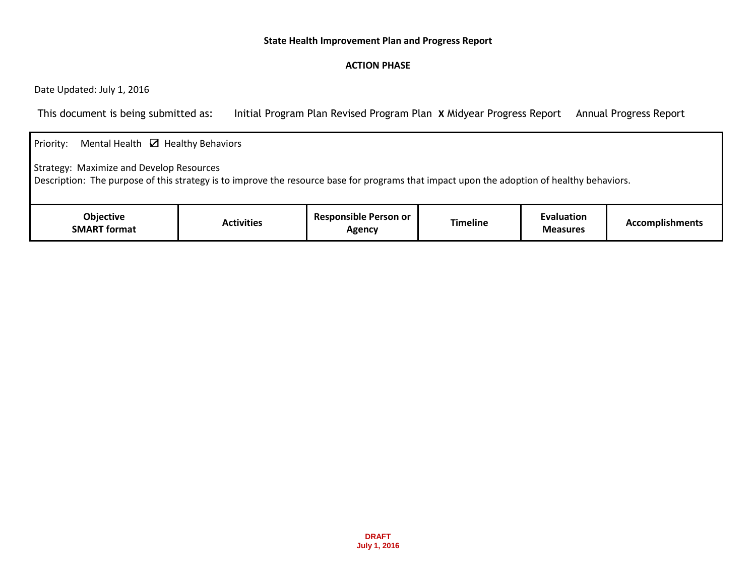**State Health Improvement Plan and Progress Report**

**ACTION PHASE**

Date Updated: July 1, 2016

This document is being submitted as: Initial Program Plan Revised Program Plan **X** Midyear Progress Report Annual Progress Report

Priority: Mental Health ☑ Healthy Behaviors

Strategy: Maximize and Develop Resources

Description: The purpose of this strategy is to improve the resource base for programs that impact upon the adoption of healthy behaviors.

| **Objective SMART format** | **Activities** | **Responsible Person or Agency** | **Timeline** | **Evaluation Measures** | **Accomplishments** |
|---|---|---|---|---|---|

DRAFT
July 1, 2016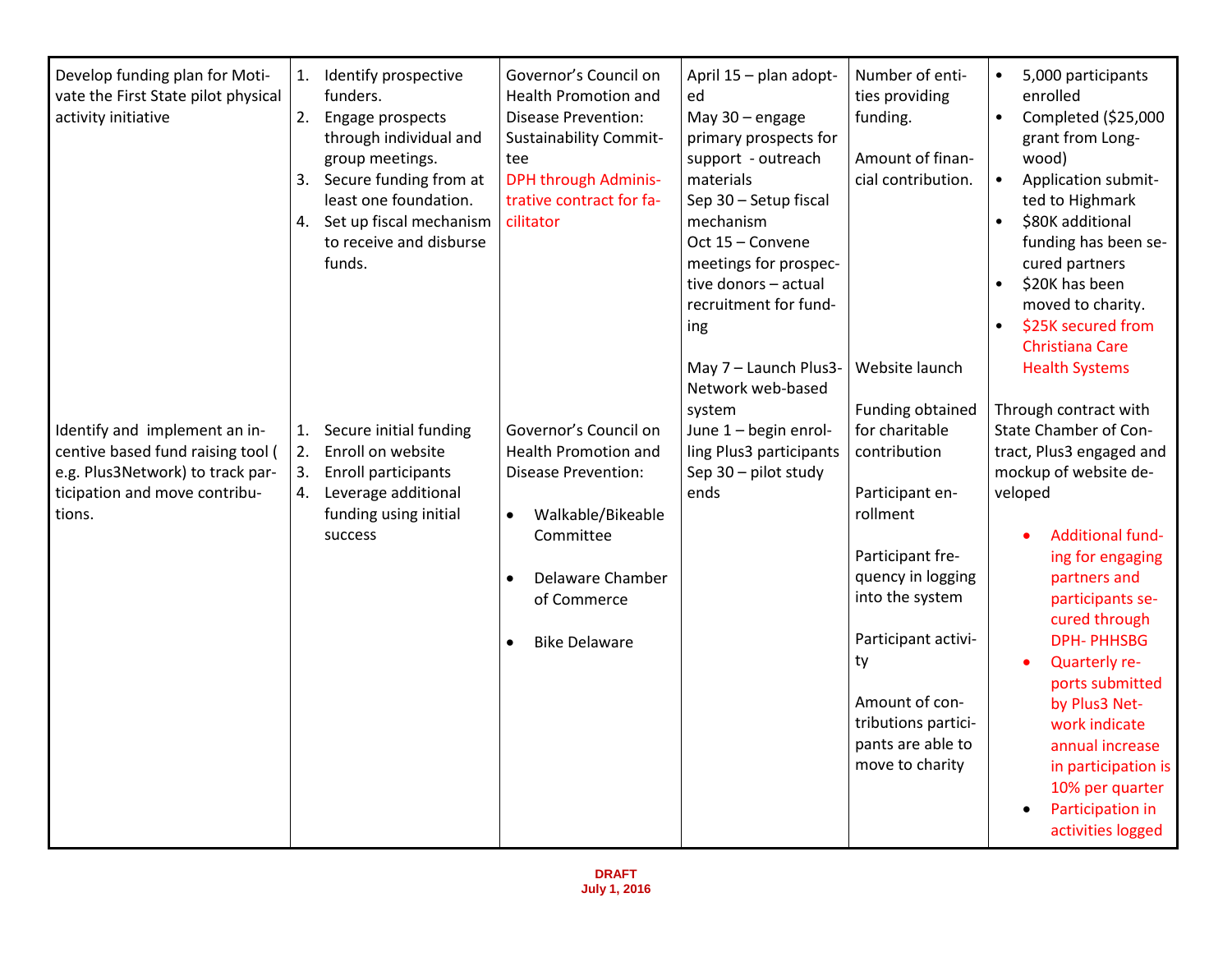| | | | | | |
|---|---|---|---|---|---|
| Develop funding plan for Motivate the First State pilot physical activity initiative | 1. Identify prospective funders.<br>2. Engage prospects through individual and group meetings.<br>3. Secure funding from at least one foundation.<br>4. Set up fiscal mechanism to receive and disburse funds. | Governor's Council on Health Promotion and Disease Prevention: Sustainability Committee<br>DPH through Administrative contract for facilitator | April 15 – plan adopted<br>May 30 – engage primary prospects for support - outreach materials<br>Sep 30 – Setup fiscal mechanism<br>Oct 15 – Convene meetings for prospective donors – actual recruitment for funding | Number of entities providing funding.<br><br>Amount of financial contribution. | • 5,000 participants enrolled<br>• Completed ($25,000 grant from Longwood)<br>• Application submitted to Highmark<br>• $80K additional funding has been secured partners<br>• $20K has been moved to charity.<br>• $25K secured from Christiana Care Health Systems |
| Identify and implement an incentive based fund raising tool ( e.g. Plus3Network) to track participation and move contributions. | 1. Secure initial funding<br>2. Enroll on website<br>3. Enroll participants<br>4. Leverage additional funding using initial success | Governor's Council on Health Promotion and Disease Prevention:<br>• Walkable/Bikeable Committee<br>• Delaware Chamber of Commerce<br>• Bike Delaware | May 7 – Launch Plus3-Network web-based system<br>June 1 – begin enrolling Plus3 participants<br>Sep 30 – pilot study ends | Website launch<br><br>Funding obtained for charitable contribution<br><br>Participant enrollment<br><br>Participant frequency in logging into the system<br><br>Participant activity<br><br>Amount of contributions participants are able to move to charity | Through contract with State Chamber of Contract, Plus3 engaged and mockup of website developed<br>• Additional funding for engaging partners and participants secured through DPH- PHHSBG<br>• Quarterly reports submitted by Plus3 Network indicate annual increase in participation is 10% per quarter<br>• Participation in activities logged |

**DRAFT**
**July 1, 2016**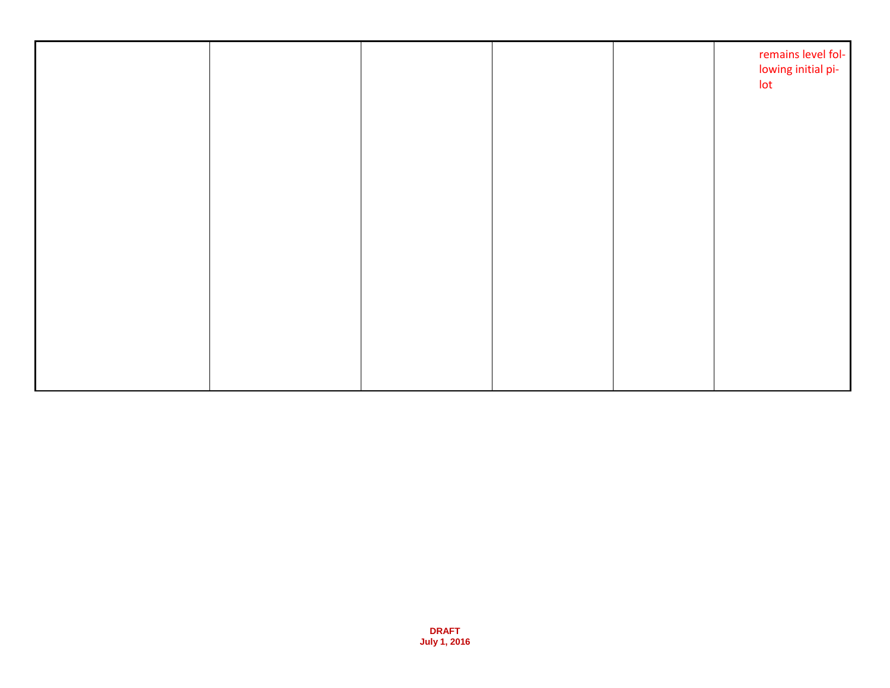| | | | | | |
|---|---|---|---|---|---|
| | | | | | remains level following initial pilot |

DRAFT
July 1, 2016